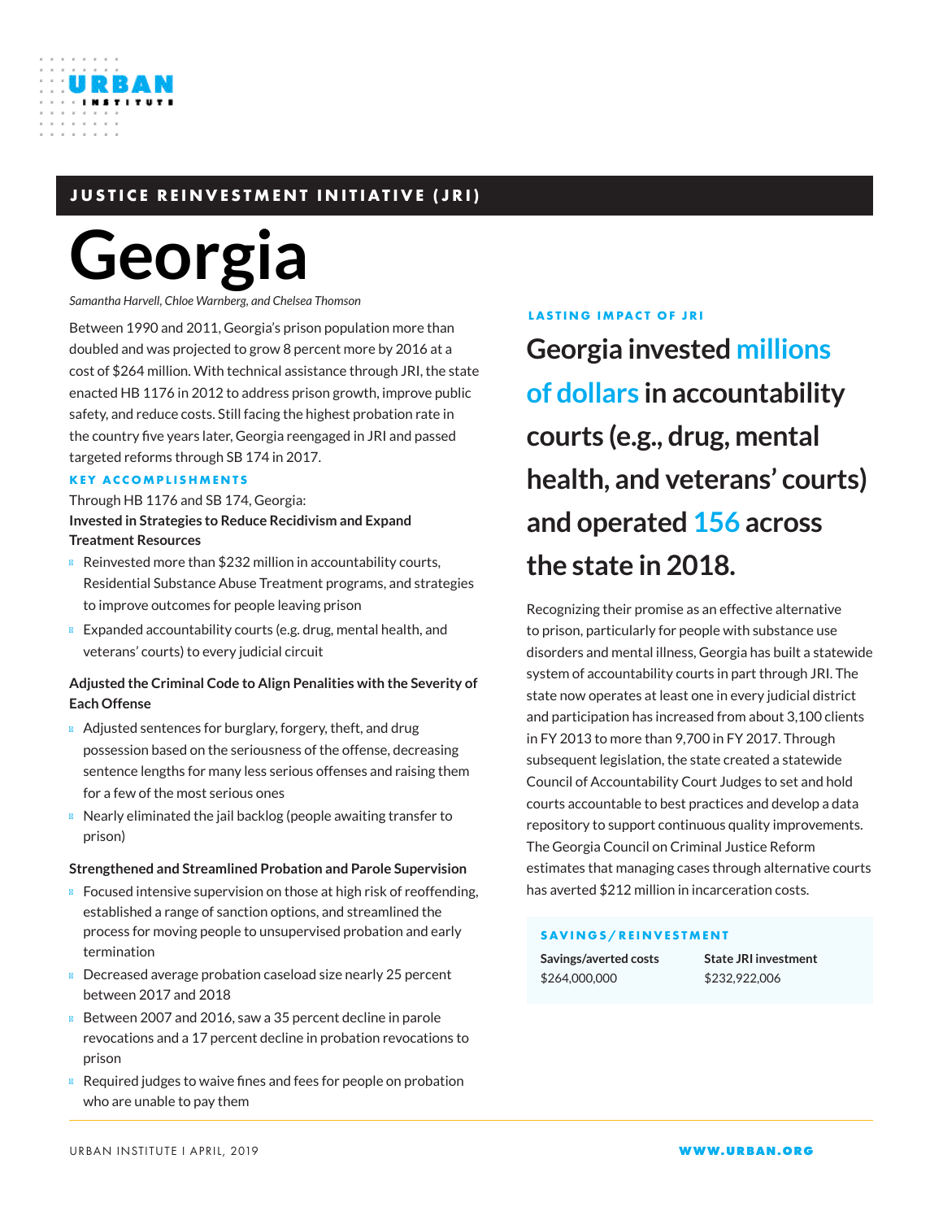**JUSTICE REINVESTMENT INITIATIVE (JRI)**

# Georgia

*Samantha Harvell, Chloe Warnberg, and Chelsea Thomson*

Between 1990 and 2011, Georgia's prison population more than doubled and was projected to grow 8 percent more by 2016 at a cost of $264 million. With technical assistance through JRI, the state enacted HB 1176 in 2012 to address prison growth, improve public safety, and reduce costs. Still facing the highest probation rate in the country five years later, Georgia reengaged in JRI and passed targeted reforms through SB 174 in 2017.

## KEY ACCOMPLISHMENTS

Through HB 1176 and SB 174, Georgia:

**Invested in Strategies to Reduce Recidivism and Expand Treatment Resources**

- Reinvested more than $232 million in accountability courts, Residential Substance Abuse Treatment programs, and strategies to improve outcomes for people leaving prison
- Expanded accountability courts (e.g. drug, mental health, and veterans' courts) to every judicial circuit

**Adjusted the Criminal Code to Align Penalities with the Severity of Each Offense**

- Adjusted sentences for burglary, forgery, theft, and drug possession based on the seriousness of the offense, decreasing sentence lengths for many less serious offenses and raising them for a few of the most serious ones
- Nearly eliminated the jail backlog (people awaiting transfer to prison)

**Strengthened and Streamlined Probation and Parole Supervision**

- Focused intensive supervision on those at high risk of reoffending, established a range of sanction options, and streamlined the process for moving people to unsupervised probation and early termination
- Decreased average probation caseload size nearly 25 percent between 2017 and 2018
- Between 2007 and 2016, saw a 35 percent decline in parole revocations and a 17 percent decline in probation revocations to prison
- Required judges to waive fines and fees for people on probation who are unable to pay them

## LASTING IMPACT OF JRI

**Georgia invested millions of dollars in accountability courts (e.g., drug, mental health, and veterans' courts) and operated 156 across the state in 2018.**

Recognizing their promise as an effective alternative to prison, particularly for people with substance use disorders and mental illness, Georgia has built a statewide system of accountability courts in part through JRI. The state now operates at least one in every judicial district and participation has increased from about 3,100 clients in FY 2013 to more than 9,700 in FY 2017. Through subsequent legislation, the state created a statewide Council of Accountability Court Judges to set and hold courts accountable to best practices and develop a data repository to support continuous quality improvements. The Georgia Council on Criminal Justice Reform estimates that managing cases through alternative courts has averted $212 million in incarceration costs.

## SAVINGS/REINVESTMENT

| Savings/averted costs | State JRI investment |
|---|---|
| $264,000,000 | $232,922,006 |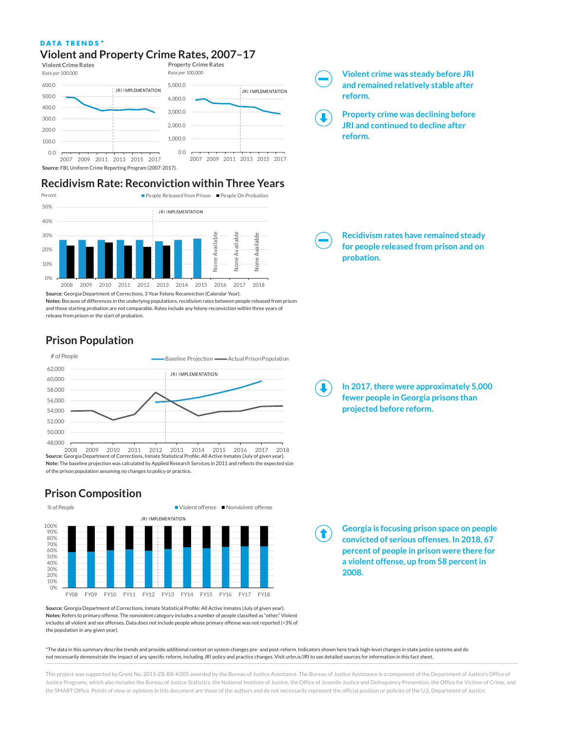**DATA TRENDS***

## Violent and Property Crime Rates, 2007–17

**Violent Crime Rates**

*Rate per 100,000*

600.0
500.0
400.0
300.0
200.0
100.0
0.0

JRI IMPLEMENTATION

2007 2009 2011 2013 2015 2017

**Property Crime Rates**

*Rate per 100,000*

5,000.0
4,000.0
3,000.0
2,000.0
1,000.0
0.0

JRI IMPLEMENTATION

2007 2009 2011 2013 2015 2017

**Source:** FBI, Uniform Crime Reporting Program (2007-2017).

**Violent crime was steady before JRI and remained relatively stable after reform.**

**Property crime was declining before JRI and continued to decline after reform.**

## Recidivism Rate: Reconviction within Three Years

*Percent*

People Released from Prison ■ People On Probation

50%
40%
30%
20%
10%
0%

JRI IMPLEMENTATION

None Available None Available None Available

2008 2009 2010 2011 2012 2013 2014 2015 2016 2017 2018

**Source**: Georgia Department of Corrections, 3 Year Felony Reconviction (Calendar Year).
**Notes:** Because of differences in the underlying populations, recidivism rates between people released from prison and those starting probation are not comparable. Rates include any felony reconviction within three years of release from prison or the start of probation.

**Recidivism rates have remained steady for people released from prison and on probation.**

## Prison Population

*# of People*

Baseline Projection — Actual Prison Population

62,000
60,000
58,000
56,000
54,000
52,000
50,000
48,000

JRI IMPLEMENTATION

2008 2009 2010 2011 2012 2013 2014 2015 2016 2017 2018

**Source**: Georgia Department of Corrections, Inmate Statistical Profile: All Active Inmates (July of given year).
**Note:** The baseline projection was calculated by Applied Research Services in 2011 and reflects the expected size of the prison population assuming no changes to policy or practice.

**In 2017, there were approximately 5,000 fewer people in Georgia prisons than projected before reform.**

## Prison Composition

*% of People*

■ Violent offense ■ Nonviolent offense

JRI IMPLEMENTATION

100%
90%
80%
70%
60%
50%
40%
30%
20%
10%
0%

FY08 FY09 FY10 FY11 FY12 FY13 FY14 FY15 FY16 FY17 FY18

**Source**: Georgia Department of Corrections, Inmate Statistical Profile: All Active Inmates (July of given year).
**Notes:** Refers to primary offense. The nonviolent category includes a number of people classified as "other." Violent includes all violent and sex offenses. Data does not include people whose primary offense was not reported (<3% of the population in any given year).

**Georgia is focusing prison space on people convicted of serious offenses. In 2018, 67 percent of people in prison were there for a violent offense, up from 58 percent in 2008.**

*The data in this summary describe trends and provide additional context on system changes pre- and post-reform. Indicators shown here track high-level changes in state justice systems and do not necessarily demonstrate the impact of any specific reform, including JRI policy and practice changes. Visit urbn.is/JRI to see detailed sources for information in this fact sheet.

This project was supported by Grant No. 2015-ZB-BX-K005 awarded by the Bureau of Justice Assistance. The Bureau of Justice Assistance is a component of the Department of Justice's Office of Justice Programs, which also includes the Bureau of Justice Statistics, the National Institute of Justice, the Office of Juvenile Justice and Delinquency Prevention, the Office for Victims of Crime, and the SMART Office. Points of view or opinions in this document are those of the authors and do not necessarily represent the official position or policies of the U.S. Department of Justice.